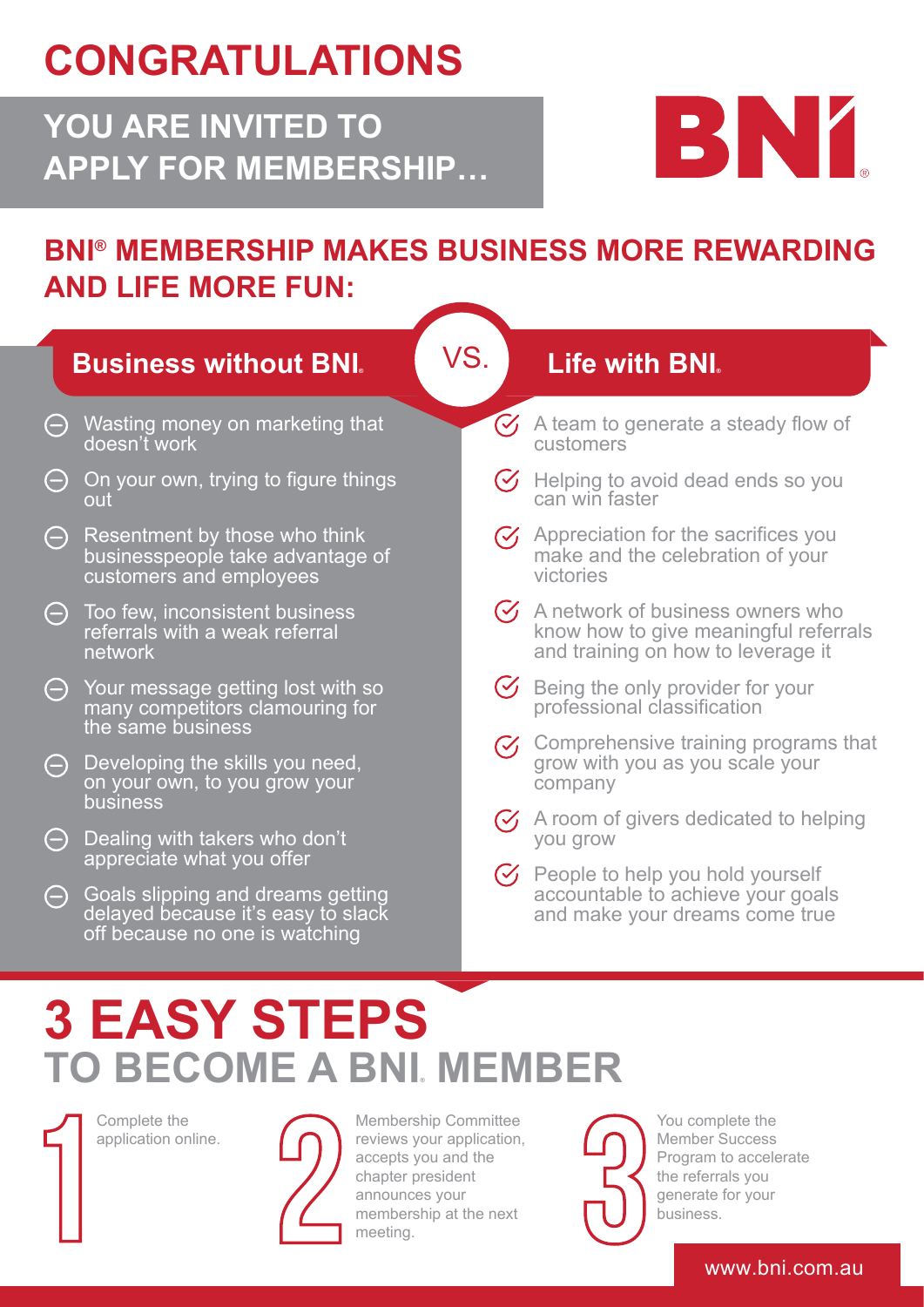# CONGRATULATIONS

## YOU ARE INVITED TO APPLY FOR MEMBERSHIP…

BNI

## BNI® MEMBERSHIP MAKES BUSINESS MORE REWARDING AND LIFE MORE FUN:

### Business without BNI®

- Wasting money on marketing that doesn't work
- On your own, trying to figure things out
- Resentment by those who think businesspeople take advantage of customers and employees
- Too few, inconsistent business referrals with a weak referral network
- Your message getting lost with so many competitors clamouring for the same business
- Developing the skills you need, on your own, to you grow your business
- Dealing with takers who don't appreciate what you offer
- Goals slipping and dreams getting delayed because it's easy to slack off because no one is watching

VS.

### Life with BNI®

- A team to generate a steady flow of customers
- Helping to avoid dead ends so you can win faster
- Appreciation for the sacrifices you make and the celebration of your victories
- A network of business owners who know how to give meaningful referrals and training on how to leverage it
- Being the only provider for your professional classification
- Comprehensive training programs that grow with you as you scale your company
- A room of givers dedicated to helping you grow
- People to help you hold yourself accountable to achieve your goals and make your dreams come true

# 3 EASY STEPS TO BECOME A BNI® MEMBER

1. Complete the application online.
2. Membership Committee reviews your application, accepts you and the chapter president announces your membership at the next meeting.
3. You complete the Member Success Program to accelerate the referrals you generate for your business.

www.bni.com.au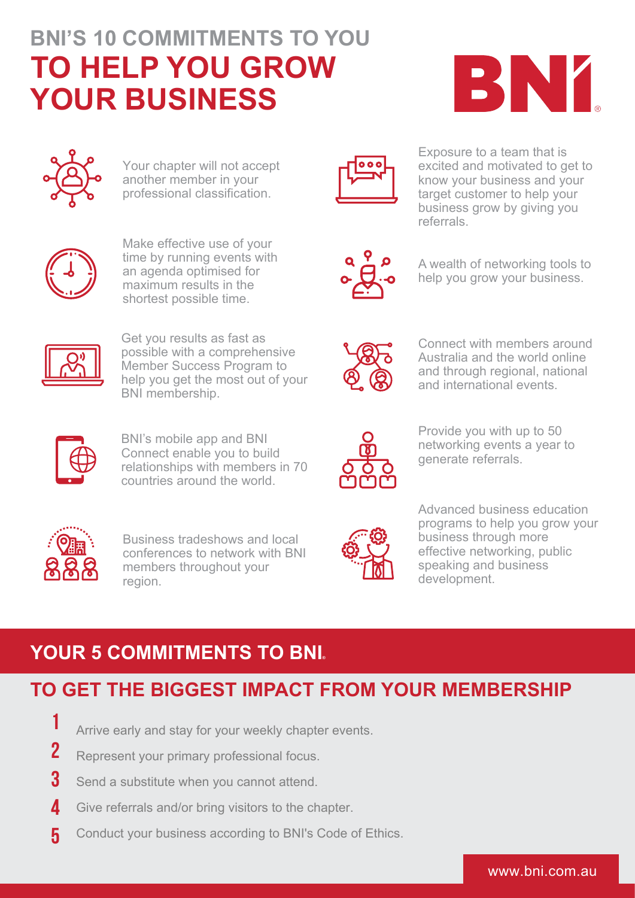# BNI'S 10 COMMITMENTS TO YOU

# TO HELP YOU GROW YOUR BUSINESS

BNI

- Your chapter will not accept another member in your professional classification.
- Make effective use of your time by running events with an agenda optimised for maximum results in the shortest possible time.
- Get you results as fast as possible with a comprehensive Member Success Program to help you get the most out of your BNI membership.
- BNI's mobile app and BNI Connect enable you to build relationships with members in 70 countries around the world.
- Business tradeshows and local conferences to network with BNI members throughout your region.
- Exposure to a team that is excited and motivated to get to know your business and your target customer to help your business grow by giving you referrals.
- A wealth of networking tools to help you grow your business.
- Connect with members around Australia and the world online and through regional, national and international events.
- Provide you with up to 50 networking events a year to generate referrals.
- Advanced business education programs to help you grow your business through more effective networking, public speaking and business development.

## YOUR 5 COMMITMENTS TO BNI®

## TO GET THE BIGGEST IMPACT FROM YOUR MEMBERSHIP

1. Arrive early and stay for your weekly chapter events.
2. Represent your primary professional focus.
3. Send a substitute when you cannot attend.
4. Give referrals and/or bring visitors to the chapter.
5. Conduct your business according to BNI's Code of Ethics.

www.bni.com.au